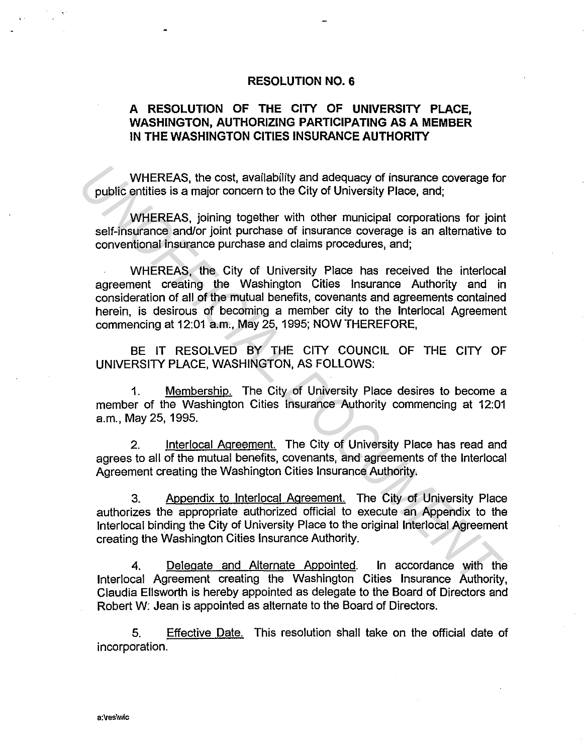# RESOLUTION NO. 6

## A RESOLUTION OF THE CITY OF UNIVERSITY PLACE, WASHINGTON, AUTHORIZING PARTICIPATING AS A MEMBER IN THE WASHINGTON CITIES INSURANCE AUTHORITY

WHEREAS, the cost, availability and adequacy of insurance coverage for public entities is a major concern to the City of University Place, and;

WHEREAS, joining together with other municipal corporations for joint self-insurance and/or joint purchase of insurance coverage is an alternative to conventional insurance purchase and claims procedures, and;

WHEREAS, the City of University Place has received the interlocal agreement creating the Washington Cities Insurance Authority and in consideration of all of the mutual benefits, covenants and agreements contained herein, is desirous of becoming a member city to the Interlocal Agreement commencing at 12:01 a.m., May 25, 1995; NOW THEREFORE,

BE IT RESOLVED BY THE CITY COUNCIL OF THE CITY OF UNIVERSITY PLACE, WASHINGTON, AS FOLLOWS:

1. Membership. The City of University Place desires to become a member of the Washington Cities Insurance Authority commencing at 12:01 a.m., May 25, 1995.

2. Interlocal Agreement. The City of University Place has read and agrees to all of the mutual benefits, covenants, and agreements of the Interlocal Agreement creating the Washington Cities Insurance Authority.

3. Appendix to Interlocal Agreement. The City of University Place authorizes the appropriate authorized official to execute an Appendix to the Interlocal binding the City of University Place to the original Interlocal Agreement creating the Washington Cities Insurance Authority.

4. Delegate and Alternate Appointed. In accordance with the Interlocal Agreement creating the Washington Cities Insurance Authority, Claudia Ellsworth is hereby appointed as delegate to the Board of Directors and Robert W. Jean is appointed as alternate to the Board of Directors.

5. Effective Date. This resolution shall take on the official date of incorporation.

a:\res\wic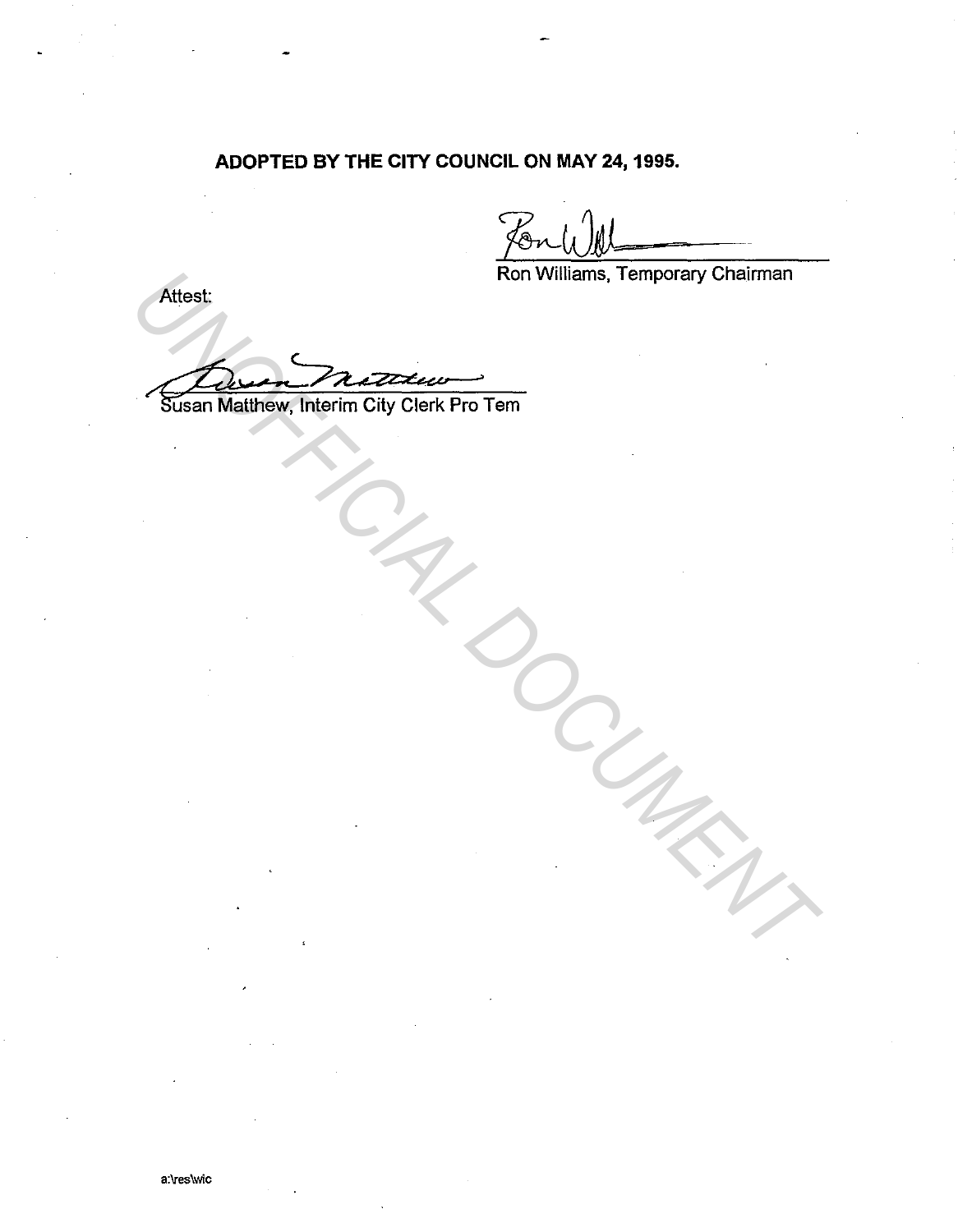**ADOPTED BY THE CITY COUNCIL ON MAY 24, 1995.**

Ron Williams, Temporary Chairman

Attest:

Susan Matthew, Interim City Clerk Pro Tem

UNOFFICIAL DOCUMENT

a:\res\wic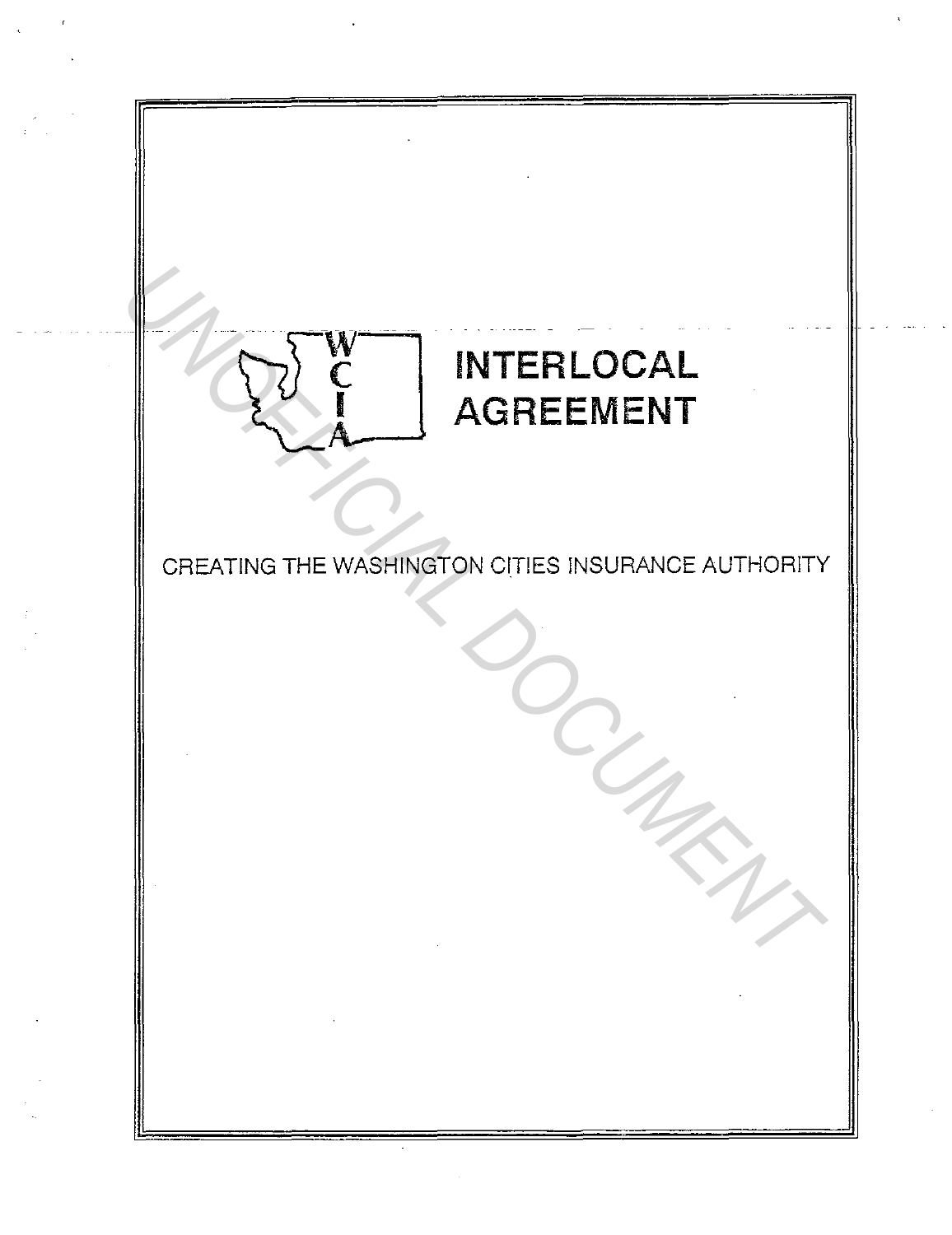# INTERLOCAL AGREEMENT

CREATING THE WASHINGTON CITIES INSURANCE AUTHORITY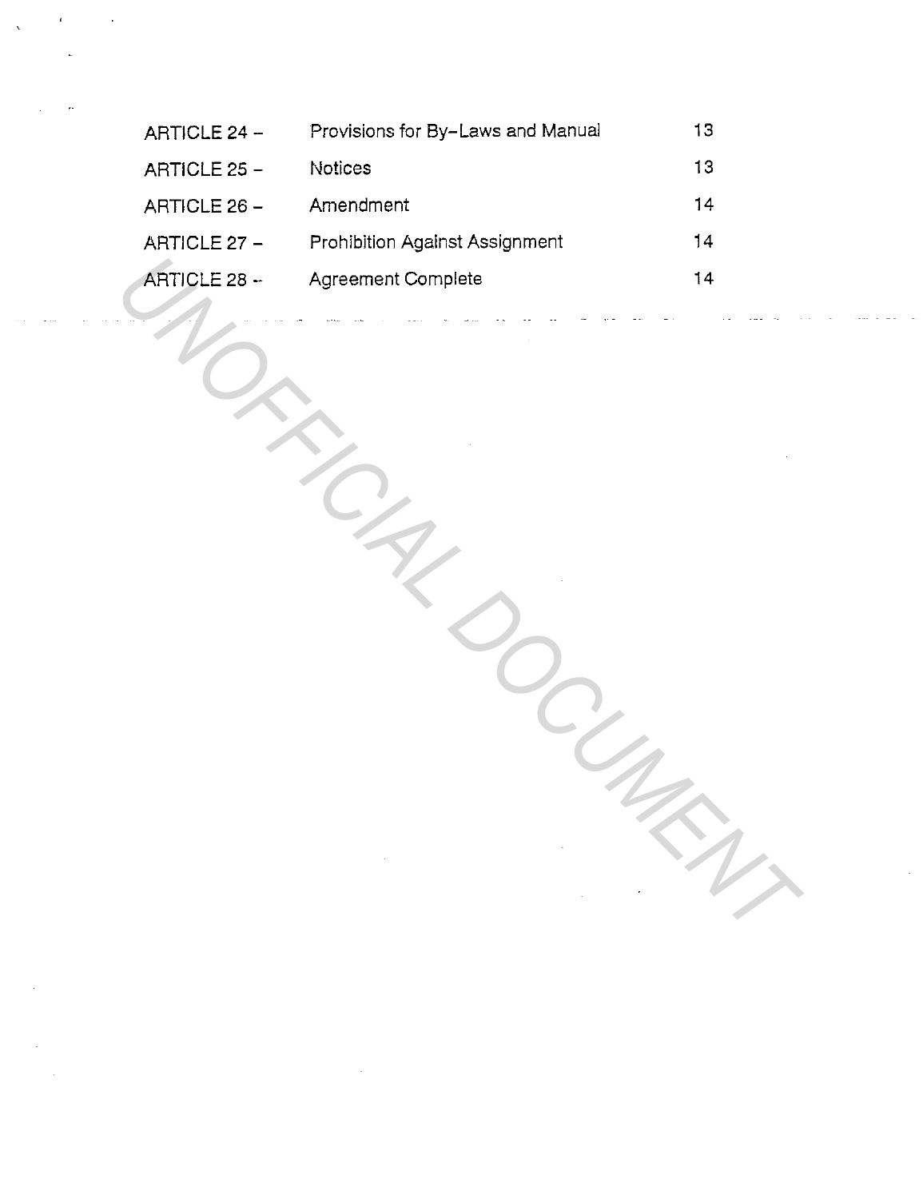| | | |
|---|---|---|
| ARTICLE 24 – | Provisions for By–Laws and Manual | 13 |
| ARTICLE 25 – | Notices | 13 |
| ARTICLE 26 – | Amendment | 14 |
| ARTICLE 27 – | Prohibition Against Assignment | 14 |
| ARTICLE 28 – | Agreement Complete | 14 |

UNOFFICIAL DOCUMENT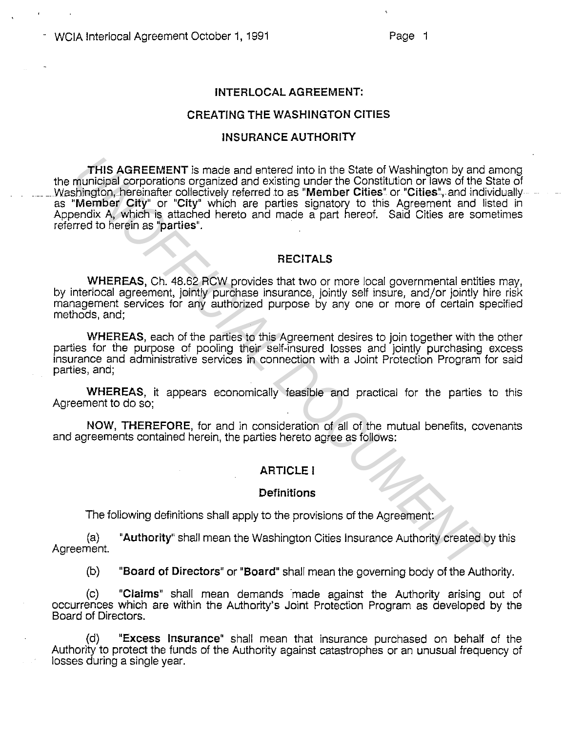# INTERLOCAL AGREEMENT:

# CREATING THE WASHINGTON CITIES

# INSURANCE AUTHORITY

**THIS AGREEMENT** is made and entered into in the State of Washington by and among the municipal corporations organized and existing under the Constitution or laws of the State of Washington, hereinafter collectively referred to as "**Member Cities**" or "**Cities**", and individually as "**Member City**" or "**City**" which are parties signatory to this Agreement and listed in Appendix A, which is attached hereto and made a part hereof. Said Cities are sometimes referred to herein as "**parties**".

## RECITALS

**WHEREAS,** Ch. 48.62 RCW provides that two or more local governmental entities may, by interlocal agreement, jointly purchase insurance, jointly self insure, and/or jointly hire risk management services for any authorized purpose by any one or more of certain specified methods, and;

**WHEREAS,** each of the parties to this Agreement desires to join together with the other parties for the purpose of pooling their self-insured losses and jointly purchasing excess insurance and administrative services in connection with a Joint Protection Program for said parties, and;

**WHEREAS,** it appears economically feasible and practical for the parties to this Agreement to do so;

**NOW, THEREFORE,** for and in consideration of all of the mutual benefits, covenants and agreements contained herein, the parties hereto agree as follows:

## ARTICLE I

### Definitions

The following definitions shall apply to the provisions of the Agreement:

(a) "**Authority**" shall mean the Washington Cities Insurance Authority created by this Agreement.

(b) "**Board of Directors**" or "**Board**" shall mean the governing body of the Authority.

(c) "**Claims**" shall mean demands made against the Authority arising out of occurrences which are within the Authority's Joint Protection Program as developed by the Board of Directors.

(d) "**Excess Insurance**" shall mean that insurance purchased on behalf of the Authority to protect the funds of the Authority against catastrophes or an unusual frequency of losses during a single year.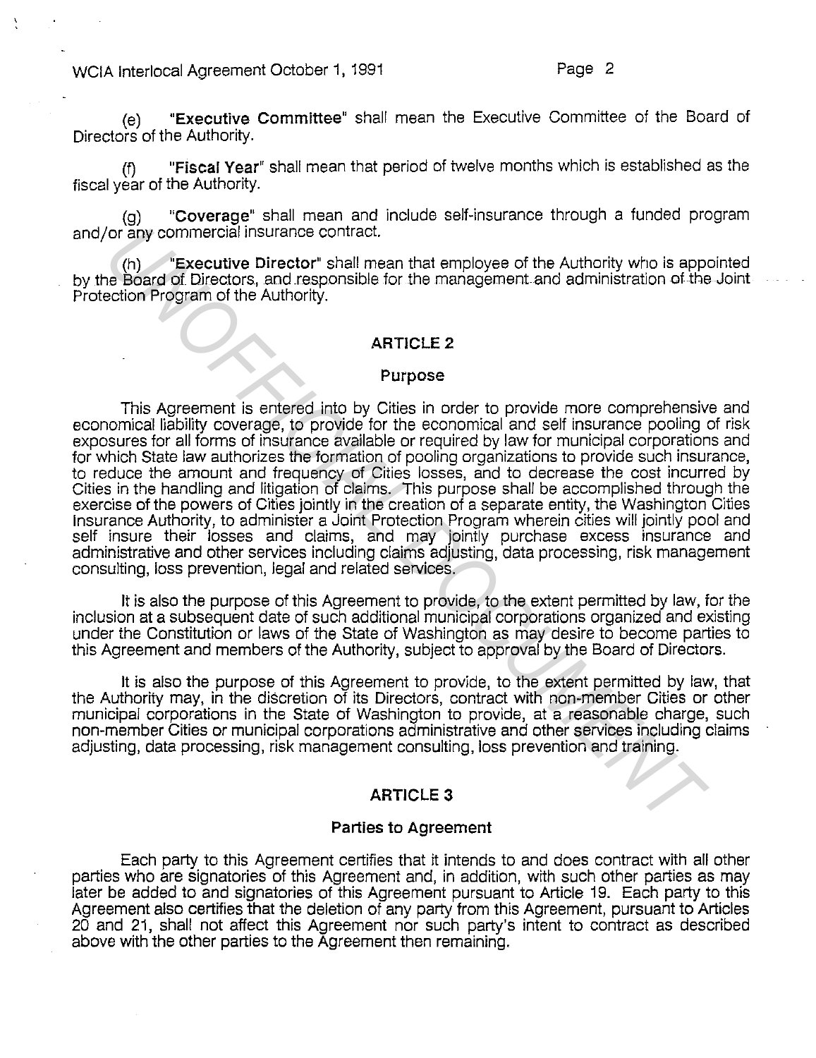(e) "**Executive Committee**" shall mean the Executive Committee of the Board of Directors of the Authority.

(f) "**Fiscal Year**" shall mean that period of twelve months which is established as the fiscal year of the Authority.

(g) "**Coverage**" shall mean and include self-insurance through a funded program and/or any commercial insurance contract.

(h) "**Executive Director**" shall mean that employee of the Authority who is appointed by the Board of Directors, and responsible for the management and administration of the Joint Protection Program of the Authority.

## ARTICLE 2

### Purpose

This Agreement is entered into by Cities in order to provide more comprehensive and economical liability coverage, to provide for the economical and self insurance pooling of risk exposures for all forms of insurance available or required by law for municipal corporations and for which State law authorizes the formation of pooling organizations to provide such insurance, to reduce the amount and frequency of Cities losses, and to decrease the cost incurred by Cities in the handling and litigation of claims. This purpose shall be accomplished through the exercise of the powers of Cities jointly in the creation of a separate entity, the Washington Cities Insurance Authority, to administer a Joint Protection Program wherein cities will jointly pool and self insure their losses and claims, and may jointly purchase excess insurance and administrative and other services including claims adjusting, data processing, risk management consulting, loss prevention, legal and related services.

It is also the purpose of this Agreement to provide, to the extent permitted by law, for the inclusion at a subsequent date of such additional municipal corporations organized and existing under the Constitution or laws of the State of Washington as may desire to become parties to this Agreement and members of the Authority, subject to approval by the Board of Directors.

It is also the purpose of this Agreement to provide, to the extent permitted by law, that the Authority may, in the discretion of its Directors, contract with non-member Cities or other municipal corporations in the State of Washington to provide, at a reasonable charge, such non-member Cities or municipal corporations administrative and other services including claims adjusting, data processing, risk management consulting, loss prevention and training.

## ARTICLE 3

### Parties to Agreement

Each party to this Agreement certifies that it intends to and does contract with all other parties who are signatories of this Agreement and, in addition, with such other parties as may later be added to and signatories of this Agreement pursuant to Article 19. Each party to this Agreement also certifies that the deletion of any party from this Agreement, pursuant to Articles 20 and 21, shall not affect this Agreement nor such party's intent to contract as described above with the other parties to the Agreement then remaining.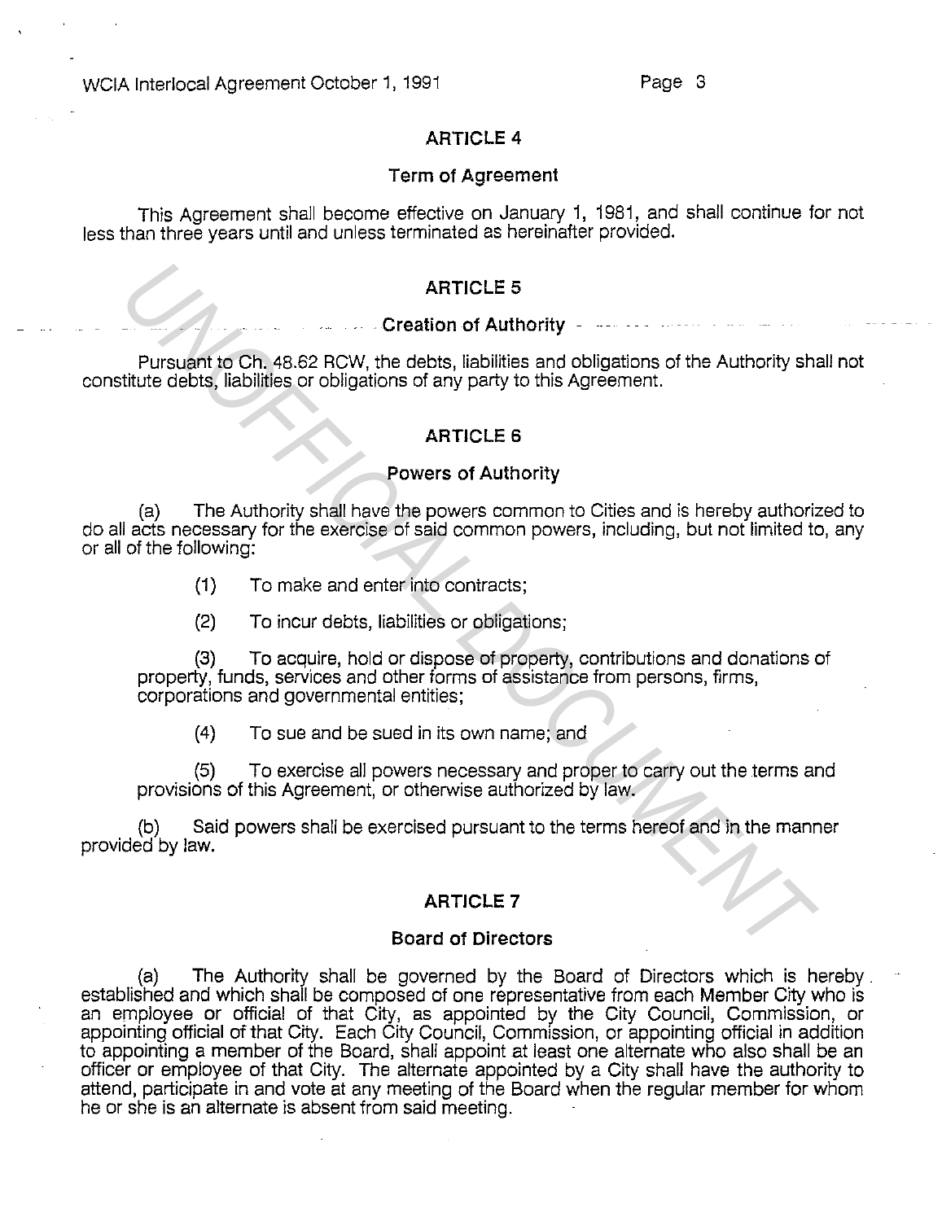## ARTICLE 4

### Term of Agreement

This Agreement shall become effective on January 1, 1981, and shall continue for not less than three years until and unless terminated as hereinafter provided.

## ARTICLE 5

### Creation of Authority

Pursuant to Ch. 48.62 RCW, the debts, liabilities and obligations of the Authority shall not constitute debts, liabilities or obligations of any party to this Agreement.

## ARTICLE 6

### Powers of Authority

(a) The Authority shall have the powers common to Cities and is hereby authorized to do all acts necessary for the exercise of said common powers, including, but not limited to, any or all of the following:

(1) To make and enter into contracts;

(2) To incur debts, liabilities or obligations;

(3) To acquire, hold or dispose of property, contributions and donations of property, funds, services and other forms of assistance from persons, firms, corporations and governmental entities;

(4) To sue and be sued in its own name; and

(5) To exercise all powers necessary and proper to carry out the terms and provisions of this Agreement, or otherwise authorized by law.

(b) Said powers shall be exercised pursuant to the terms hereof and in the manner provided by law.

## ARTICLE 7

### Board of Directors

(a) The Authority shall be governed by the Board of Directors which is hereby established and which shall be composed of one representative from each Member City who is an employee or official of that City, as appointed by the City Council, Commission, or appointing official of that City. Each City Council, Commission, or appointing official in addition to appointing a member of the Board, shall appoint at least one alternate who also shall be an officer or employee of that City. The alternate appointed by a City shall have the authority to attend, participate in and vote at any meeting of the Board when the regular member for whom he or she is an alternate is absent from said meeting.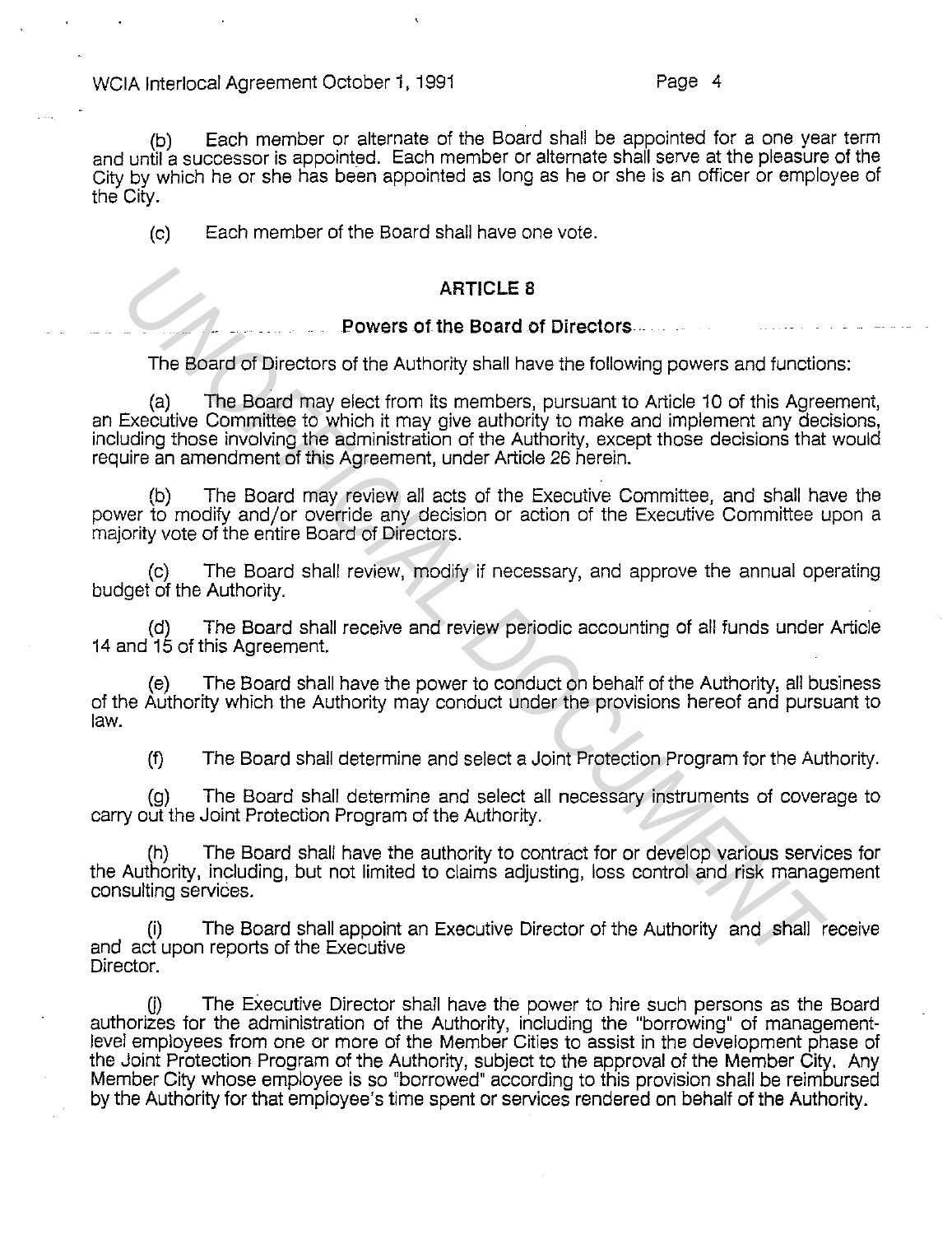(b) Each member or alternate of the Board shall be appointed for a one year term and until a successor is appointed. Each member or alternate shall serve at the pleasure of the City by which he or she has been appointed as long as he or she is an officer or employee of the City.

(c) Each member of the Board shall have one vote.

## ARTICLE 8

### Powers of the Board of Directors

The Board of Directors of the Authority shall have the following powers and functions:

(a) The Board may elect from its members, pursuant to Article 10 of this Agreement, an Executive Committee to which it may give authority to make and implement any decisions, including those involving the administration of the Authority, except those decisions that would require an amendment of this Agreement, under Article 26 herein.

(b) The Board may review all acts of the Executive Committee, and shall have the power to modify and/or override any decision or action of the Executive Committee upon a majority vote of the entire Board of Directors.

(c) The Board shall review, modify if necessary, and approve the annual operating budget of the Authority.

(d) The Board shall receive and review periodic accounting of all funds under Article 14 and 15 of this Agreement.

(e) The Board shall have the power to conduct on behalf of the Authority, all business of the Authority which the Authority may conduct under the provisions hereof and pursuant to law.

(f) The Board shall determine and select a Joint Protection Program for the Authority.

(g) The Board shall determine and select all necessary instruments of coverage to carry out the Joint Protection Program of the Authority.

(h) The Board shall have the authority to contract for or develop various services for the Authority, including, but not limited to claims adjusting, loss control and risk management consulting services.

(i) The Board shall appoint an Executive Director of the Authority and shall receive and act upon reports of the Executive Director.

(j) The Executive Director shall have the power to hire such persons as the Board authorizes for the administration of the Authority, including the "borrowing" of management-level employees from one or more of the Member Cities to assist in the development phase of the Joint Protection Program of the Authority, subject to the approval of the Member City. Any Member City whose employee is so "borrowed" according to this provision shall be reimbursed by the Authority for that employee's time spent or services rendered on behalf of the Authority.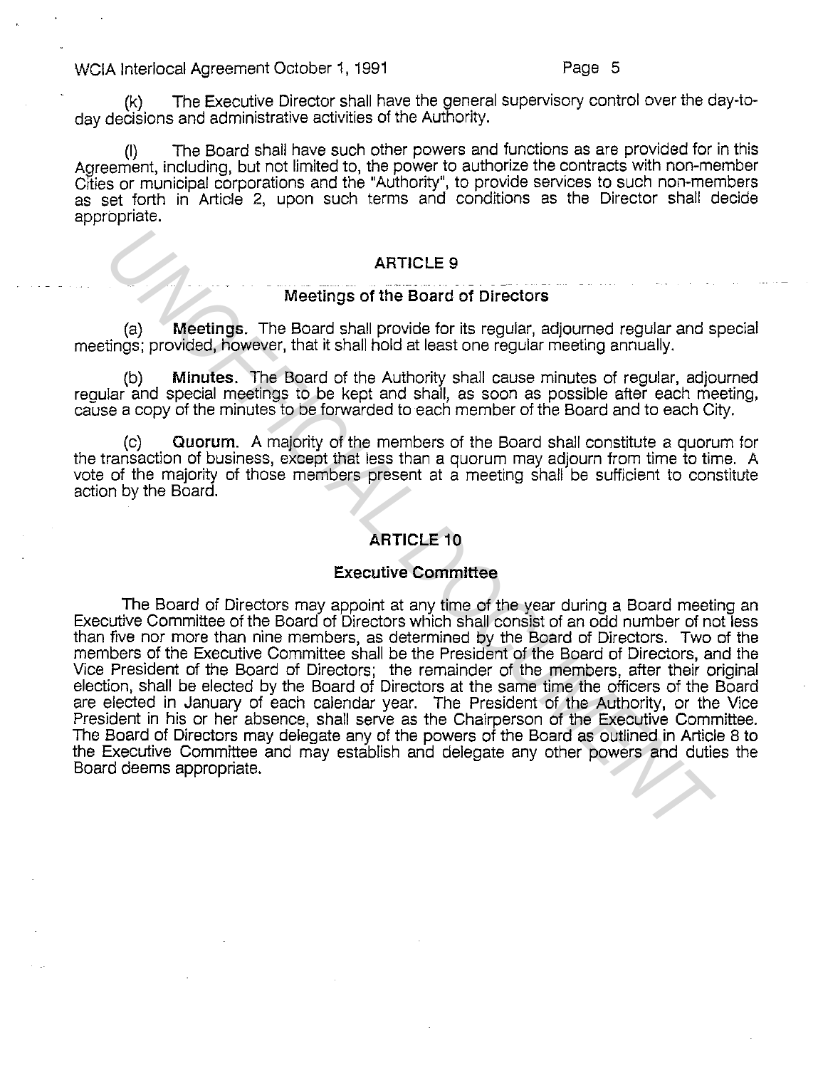(k) The Executive Director shall have the general supervisory control over the day-to-day decisions and administrative activities of the Authority.

(l) The Board shall have such other powers and functions as are provided for in this Agreement, including, but not limited to, the power to authorize the contracts with non-member Cities or municipal corporations and the "Authority", to provide services to such non-members as set forth in Article 2, upon such terms and conditions as the Director shall decide appropriate.

## ARTICLE 9

### Meetings of the Board of Directors

(a) **Meetings.** The Board shall provide for its regular, adjourned regular and special meetings; provided, however, that it shall hold at least one regular meeting annually.

(b) **Minutes.** The Board of the Authority shall cause minutes of regular, adjourned regular and special meetings to be kept and shall, as soon as possible after each meeting, cause a copy of the minutes to be forwarded to each member of the Board and to each City.

(c) **Quorum.** A majority of the members of the Board shall constitute a quorum for the transaction of business, except that less than a quorum may adjourn from time to time. A vote of the majority of those members present at a meeting shall be sufficient to constitute action by the Board.

## ARTICLE 10

### Executive Committee

The Board of Directors may appoint at any time of the year during a Board meeting an Executive Committee of the Board of Directors which shall consist of an odd number of not less than five nor more than nine members, as determined by the Board of Directors. Two of the members of the Executive Committee shall be the President of the Board of Directors, and the Vice President of the Board of Directors; the remainder of the members, after their original election, shall be elected by the Board of Directors at the same time the officers of the Board are elected in January of each calendar year. The President of the Authority, or the Vice President in his or her absence, shall serve as the Chairperson of the Executive Committee. The Board of Directors may delegate any of the powers of the Board as outlined in Article 8 to the Executive Committee and may establish and delegate any other powers and duties the Board deems appropriate.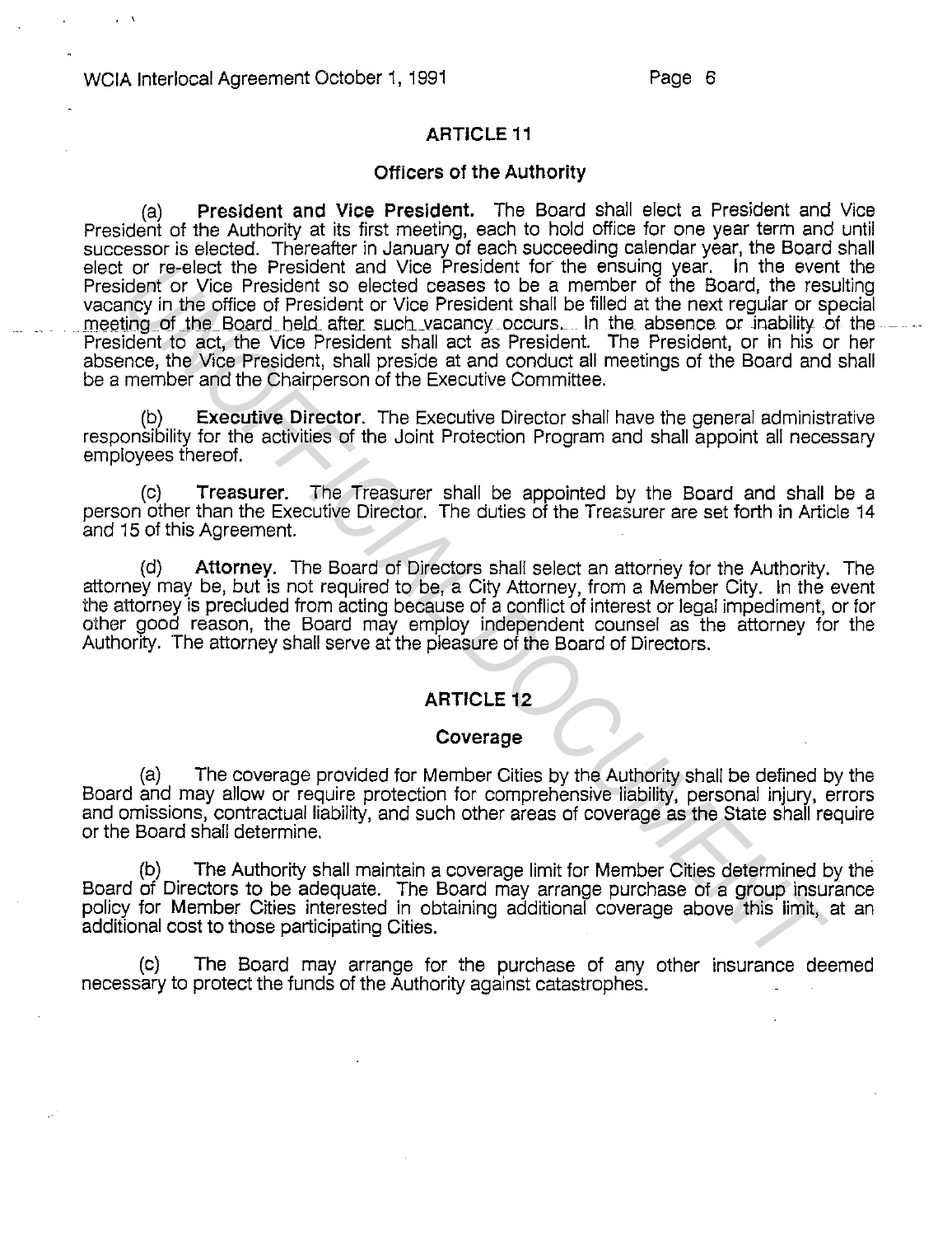## ARTICLE 11

### Officers of the Authority

(a) **President and Vice President.** The Board shall elect a President and Vice President of the Authority at its first meeting, each to hold office for one year term and until successor is elected. Thereafter in January of each succeeding calendar year, the Board shall elect or re-elect the President and Vice President for the ensuing year. In the event the President or Vice President so elected ceases to be a member of the Board, the resulting vacancy in the office of President or Vice President shall be filled at the next regular or special meeting of the Board held after such vacancy occurs. In the absence or inability of the President to act, the Vice President shall act as President. The President, or in his or her absence, the Vice President, shall preside at and conduct all meetings of the Board and shall be a member and the Chairperson of the Executive Committee.

(b) **Executive Director**. The Executive Director shall have the general administrative responsibility for the activities of the Joint Protection Program and shall appoint all necessary employees thereof.

(c) **Treasurer.** The Treasurer shall be appointed by the Board and shall be a person other than the Executive Director. The duties of the Treasurer are set forth in Article 14 and 15 of this Agreement.

(d) **Attorney**. The Board of Directors shall select an attorney for the Authority. The attorney may be, but is not required to be, a City Attorney, from a Member City. In the event the attorney is precluded from acting because of a conflict of interest or legal impediment, or for other good reason, the Board may employ independent counsel as the attorney for the Authority. The attorney shall serve at the pleasure of the Board of Directors.

## ARTICLE 12

### Coverage

(a) The coverage provided for Member Cities by the Authority shall be defined by the Board and may allow or require protection for comprehensive liability, personal injury, errors and omissions, contractual liability, and such other areas of coverage as the State shall require or the Board shall determine.

(b) The Authority shall maintain a coverage limit for Member Cities determined by the Board of Directors to be adequate. The Board may arrange purchase of a group insurance policy for Member Cities interested in obtaining additional coverage above this limit, at an additional cost to those participating Cities.

(c) The Board may arrange for the purchase of any other insurance deemed necessary to protect the funds of the Authority against catastrophes.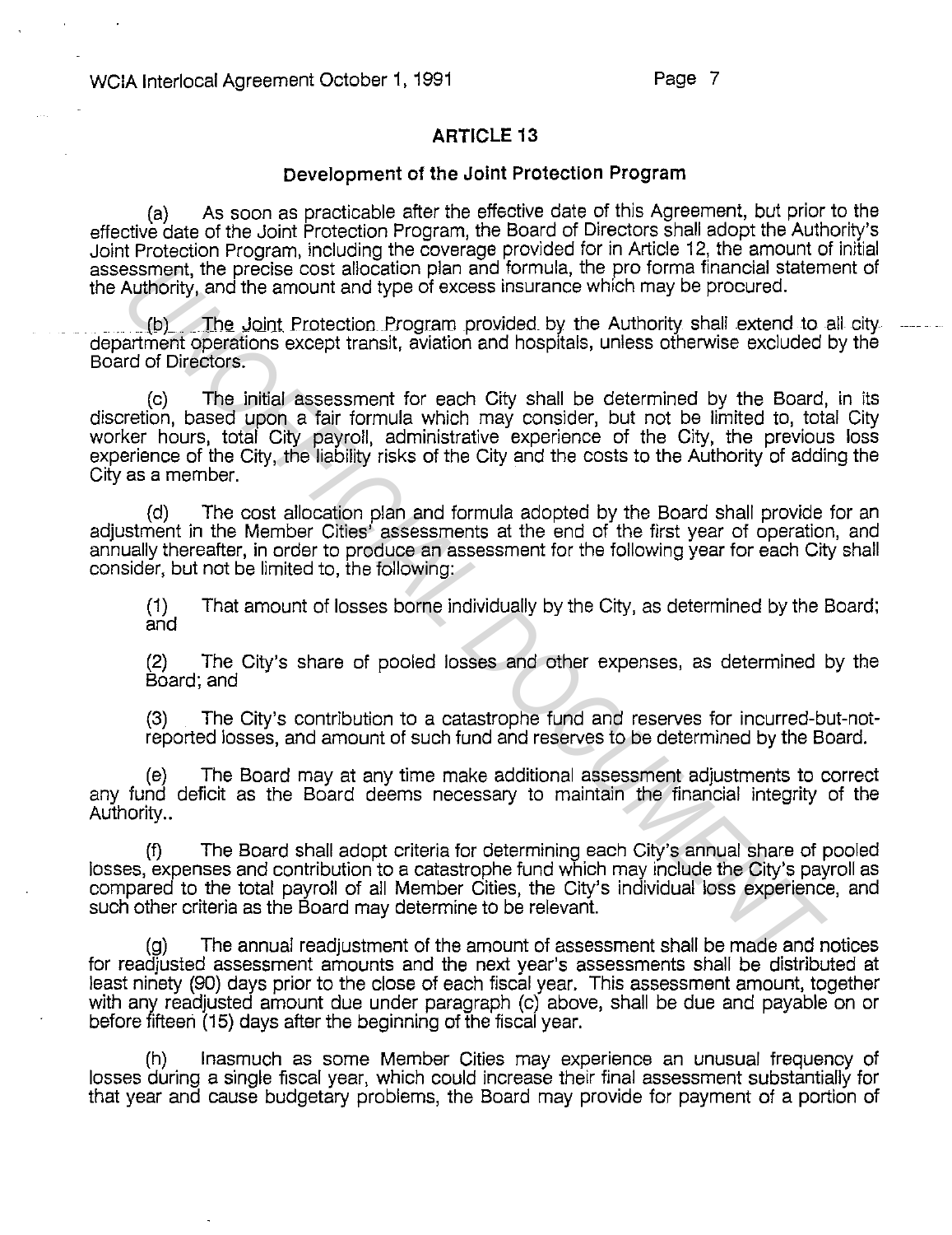## ARTICLE 13

### Development of the Joint Protection Program

(a) As soon as practicable after the effective date of this Agreement, but prior to the effective date of the Joint Protection Program, the Board of Directors shall adopt the Authority's Joint Protection Program, including the coverage provided for in Article 12, the amount of initial assessment, the precise cost allocation plan and formula, the pro forma financial statement of the Authority, and the amount and type of excess insurance which may be procured.

(b) The Joint Protection Program provided by the Authority shall extend to all city department operations except transit, aviation and hospitals, unless otherwise excluded by the Board of Directors.

(c) The initial assessment for each City shall be determined by the Board, in its discretion, based upon a fair formula which may consider, but not be limited to, total City worker hours, total City payroll, administrative experience of the City, the previous loss experience of the City, the liability risks of the City and the costs to the Authority of adding the City as a member.

(d) The cost allocation plan and formula adopted by the Board shall provide for an adjustment in the Member Cities' assessments at the end of the first year of operation, and annually thereafter, in order to produce an assessment for the following year for each City shall consider, but not be limited to, the following:

(1) That amount of losses borne individually by the City, as determined by the Board; and

(2) The City's share of pooled losses and other expenses, as determined by the Board; and

(3) The City's contribution to a catastrophe fund and reserves for incurred-but-not-reported losses, and amount of such fund and reserves to be determined by the Board.

(e) The Board may at any time make additional assessment adjustments to correct any fund deficit as the Board deems necessary to maintain the financial integrity of the Authority..

(f) The Board shall adopt criteria for determining each City's annual share of pooled losses, expenses and contribution to a catastrophe fund which may include the City's payroll as compared to the total payroll of all Member Cities, the City's individual loss experience, and such other criteria as the Board may determine to be relevant.

(g) The annual readjustment of the amount of assessment shall be made and notices for readjusted assessment amounts and the next year's assessments shall be distributed at least ninety (90) days prior to the close of each fiscal year. This assessment amount, together with any readjusted amount due under paragraph (c) above, shall be due and payable on or before fifteen (15) days after the beginning of the fiscal year.

(h) Inasmuch as some Member Cities may experience an unusual frequency of losses during a single fiscal year, which could increase their final assessment substantially for that year and cause budgetary problems, the Board may provide for payment of a portion of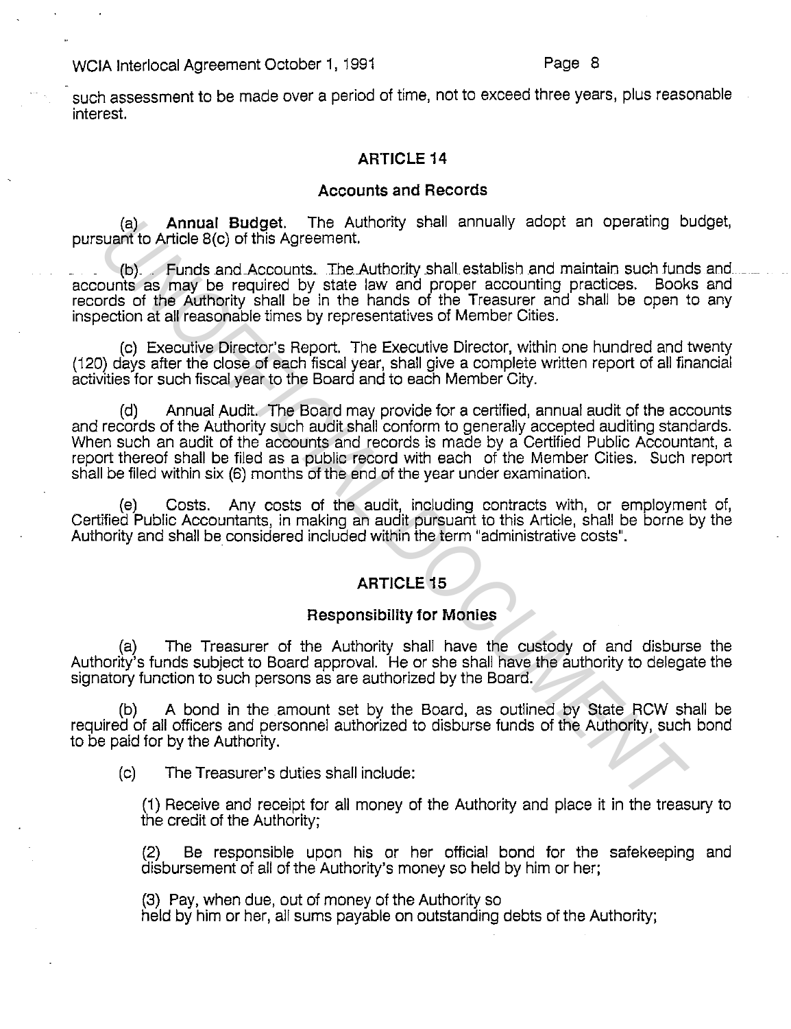such assessment to be made over a period of time, not to exceed three years, plus reasonable interest.

## ARTICLE 14

### Accounts and Records

(a) **Annual Budget.** The Authority shall annually adopt an operating budget, pursuant to Article 8(c) of this Agreement.

(b) Funds and Accounts. The Authority shall establish and maintain such funds and accounts as may be required by state law and proper accounting practices. Books and records of the Authority shall be in the hands of the Treasurer and shall be open to any inspection at all reasonable times by representatives of Member Cities.

(c) Executive Director's Report. The Executive Director, within one hundred and twenty (120) days after the close of each fiscal year, shall give a complete written report of all financial activities for such fiscal year to the Board and to each Member City.

(d) Annual Audit. The Board may provide for a certified, annual audit of the accounts and records of the Authority such audit shall conform to generally accepted auditing standards. When such an audit of the accounts and records is made by a Certified Public Accountant, a report thereof shall be filed as a public record with each of the Member Cities. Such report shall be filed within six (6) months of the end of the year under examination.

(e) Costs. Any costs of the audit, including contracts with, or employment of, Certified Public Accountants, in making an audit pursuant to this Article, shall be borne by the Authority and shall be considered included within the term "administrative costs".

## ARTICLE 15

### Responsibility for Monies

(a) The Treasurer of the Authority shall have the custody of and disburse the Authority's funds subject to Board approval. He or she shall have the authority to delegate the signatory function to such persons as are authorized by the Board.

(b) A bond in the amount set by the Board, as outlined by State RCW shall be required of all officers and personnel authorized to disburse funds of the Authority, such bond to be paid for by the Authority.

(c) The Treasurer's duties shall include:

(1) Receive and receipt for all money of the Authority and place it in the treasury to the credit of the Authority;

(2) Be responsible upon his or her official bond for the safekeeping and disbursement of all of the Authority's money so held by him or her;

(3) Pay, when due, out of money of the Authority so held by him or her, all sums payable on outstanding debts of the Authority;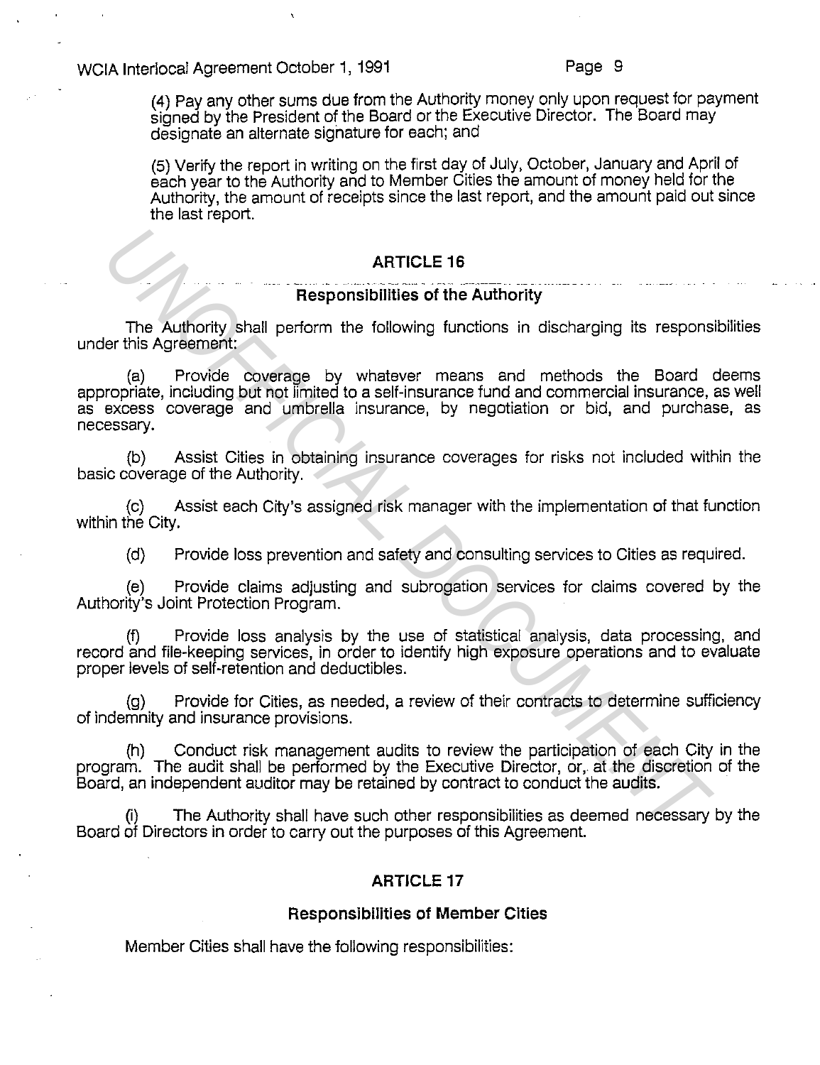(4) Pay any other sums due from the Authority money only upon request for payment signed by the President of the Board or the Executive Director. The Board may designate an alternate signature for each; and

(5) Verify the report in writing on the first day of July, October, January and April of each year to the Authority and to Member Cities the amount of money held for the Authority, the amount of receipts since the last report, and the amount paid out since the last report.

## ARTICLE 16

### Responsibilities of the Authority

The Authority shall perform the following functions in discharging its responsibilities under this Agreement:

(a) Provide coverage by whatever means and methods the Board deems appropriate, including but not limited to a self-insurance fund and commercial insurance, as well as excess coverage and umbrella insurance, by negotiation or bid, and purchase, as necessary.

(b) Assist Cities in obtaining insurance coverages for risks not included within the basic coverage of the Authority.

(c) Assist each City's assigned risk manager with the implementation of that function within the City.

(d) Provide loss prevention and safety and consulting services to Cities as required.

(e) Provide claims adjusting and subrogation services for claims covered by the Authority's Joint Protection Program.

(f) Provide loss analysis by the use of statistical analysis, data processing, and record and file-keeping services, in order to identify high exposure operations and to evaluate proper levels of self-retention and deductibles.

(g) Provide for Cities, as needed, a review of their contracts to determine sufficiency of indemnity and insurance provisions.

(h) Conduct risk management audits to review the participation of each City in the program. The audit shall be performed by the Executive Director, or, at the discretion of the Board, an independent auditor may be retained by contract to conduct the audits.

(i) The Authority shall have such other responsibilities as deemed necessary by the Board of Directors in order to carry out the purposes of this Agreement.

## ARTICLE 17

### Responsibilities of Member Cities

Member Cities shall have the following responsibilities: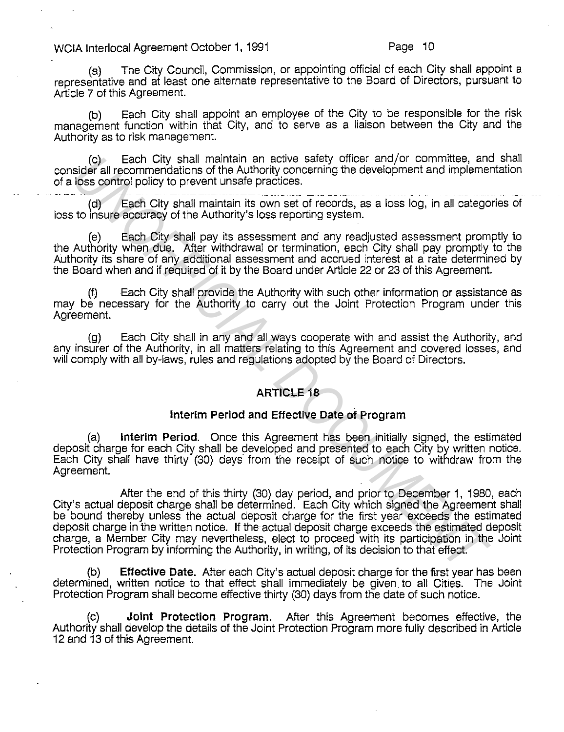(a) The City Council, Commission, or appointing official of each City shall appoint a representative and at least one alternate representative to the Board of Directors, pursuant to Article 7 of this Agreement.

(b) Each City shall appoint an employee of the City to be responsible for the risk management function within that City, and to serve as a liaison between the City and the Authority as to risk management.

(c) Each City shall maintain an active safety officer and/or committee, and shall consider all recommendations of the Authority concerning the development and implementation of a loss control policy to prevent unsafe practices.

(d) Each City shall maintain its own set of records, as a loss log, in all categories of loss to insure accuracy of the Authority's loss reporting system.

(e) Each City shall pay its assessment and any readjusted assessment promptly to the Authority when due. After withdrawal or termination, each City shall pay promptly to the Authority its share of any additional assessment and accrued interest at a rate determined by the Board when and if required of it by the Board under Article 22 or 23 of this Agreement.

(f) Each City shall provide the Authority with such other information or assistance as may be necessary for the Authority to carry out the Joint Protection Program under this Agreement.

(g) Each City shall in any and all ways cooperate with and assist the Authority, and any insurer of the Authority, in all matters relating to this Agreement and covered losses, and will comply with all by-laws, rules and regulations adopted by the Board of Directors.

## ARTICLE 18

### Interim Period and Effective Date of Program

(a) **Interim Period.** Once this Agreement has been initially signed, the estimated deposit charge for each City shall be developed and presented to each City by written notice. Each City shall have thirty (30) days from the receipt of such notice to withdraw from the Agreement.

After the end of this thirty (30) day period, and prior to December 1, 1980, each City's actual deposit charge shall be determined. Each City which signed the Agreement shall be bound thereby unless the actual deposit charge for the first year exceeds the estimated deposit charge in the written notice. If the actual deposit charge exceeds the estimated deposit charge, a Member City may nevertheless, elect to proceed with its participation in the Joint Protection Program by informing the Authority, in writing, of its decision to that effect.

(b) **Effective Date.** After each City's actual deposit charge for the first year has been determined, written notice to that effect shall immediately be given to all Cities. The Joint Protection Program shall become effective thirty (30) days from the date of such notice.

(c) **Joint Protection Program.** After this Agreement becomes effective, the Authority shall develop the details of the Joint Protection Program more fully described in Article 12 and 13 of this Agreement.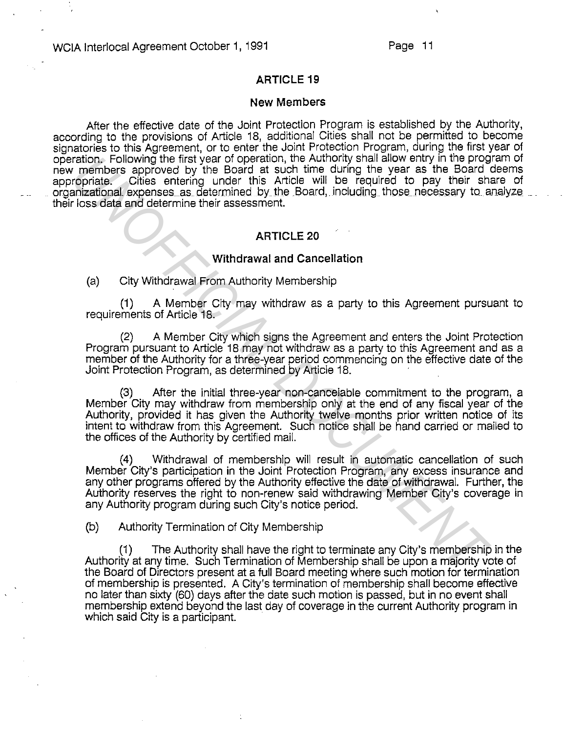## ARTICLE 19

### New Members

After the effective date of the Joint Protection Program is established by the Authority, according to the provisions of Article 18, additional Cities shall not be permitted to become signatories to this Agreement, or to enter the Joint Protection Program, during the first year of operation. Following the first year of operation, the Authority shall allow entry in the program of new members approved by the Board at such time during the year as the Board deems appropriate. Cities entering under this Article will be required to pay their share of organizational expenses as determined by the Board, including those necessary to analyze their loss data and determine their assessment.

## ARTICLE 20

### Withdrawal and Cancellation

(a) City Withdrawal From Authority Membership

(1) A Member City may withdraw as a party to this Agreement pursuant to requirements of Article 18.

(2) A Member City which signs the Agreement and enters the Joint Protection Program pursuant to Article 18 may not withdraw as a party to this Agreement and as a member of the Authority for a three-year period commencing on the effective date of the Joint Protection Program, as determined by Article 18.

(3) After the initial three-year non-canceiable commitment to the program, a Member City may withdraw from membership only at the end of any fiscal year of the Authority, provided it has given the Authority twelve months prior written notice of its intent to withdraw from this Agreement. Such notice shall be hand carried or mailed to the offices of the Authority by certified mail.

(4) Withdrawal of membership will result in automatic cancellation of such Member City's participation in the Joint Protection Program, any excess insurance and any other programs offered by the Authority effective the date of withdrawal. Further, the Authority reserves the right to non-renew said withdrawing Member City's coverage in any Authority program during such City's notice period.

(b) Authority Termination of City Membership

(1) The Authority shall have the right to terminate any City's membership in the Authority at any time. Such Termination of Membership shall be upon a majority vote of the Board of Directors present at a full Board meeting where such motion for termination of membership is presented. A City's termination of membership shall become effective no later than sixty (60) days after the date such motion is passed, but in no event shall membership extend beyond the last day of coverage in the current Authority program in which said City is a participant.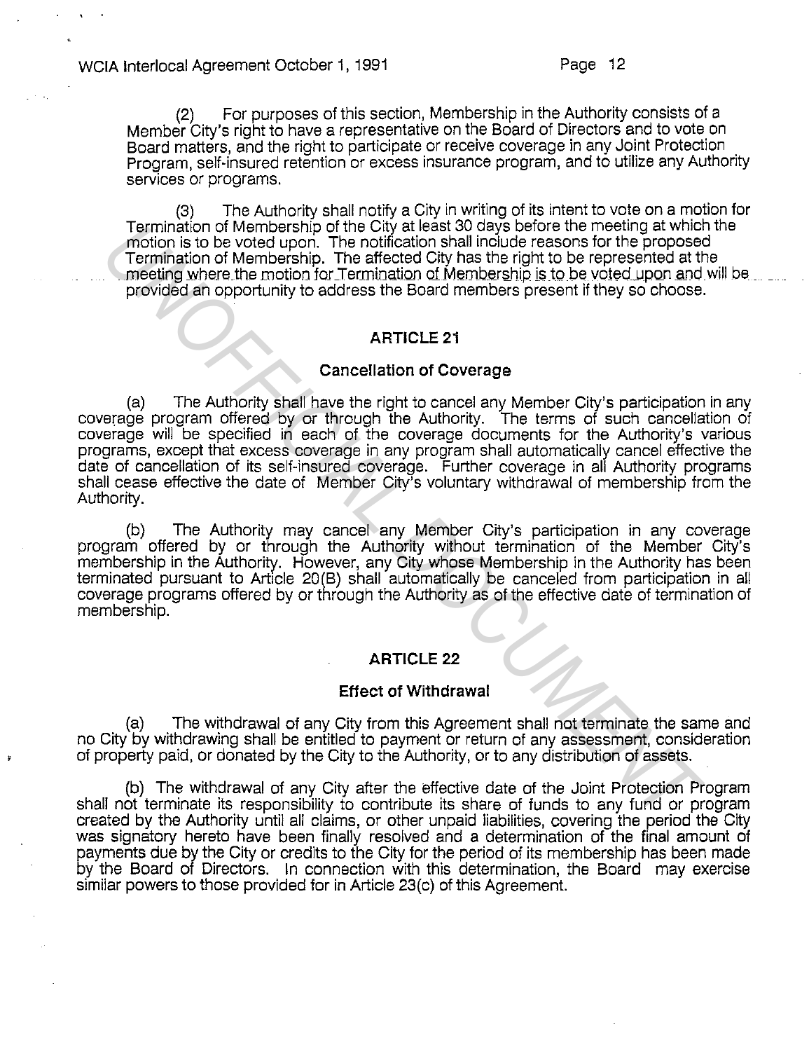(2) For purposes of this section, Membership in the Authority consists of a Member City's right to have a representative on the Board of Directors and to vote on Board matters, and the right to participate or receive coverage in any Joint Protection Program, self-insured retention or excess insurance program, and to utilize any Authority services or programs.

(3) The Authority shall notify a City in writing of its intent to vote on a motion for Termination of Membership of the City at least 30 days before the meeting at which the motion is to be voted upon. The notification shall include reasons for the proposed Termination of Membership. The affected City has the right to be represented at the meeting where the motion for Termination of Membership is to be voted upon and will be provided an opportunity to address the Board members present if they so choose.

## ARTICLE 21

### Cancellation of Coverage

(a) The Authority shall have the right to cancel any Member City's participation in any coverage program offered by or through the Authority. The terms of such cancellation of coverage will be specified in each of the coverage documents for the Authority's various programs, except that excess coverage in any program shall automatically cancel effective the date of cancellation of its self-insured coverage. Further coverage in all Authority programs shall cease effective the date of Member City's voluntary withdrawal of membership from the Authority.

(b) The Authority may cancel any Member City's participation in any coverage program offered by or through the Authority without termination of the Member City's membership in the Authority. However, any City whose Membership in the Authority has been terminated pursuant to Article 20(B) shall automatically be canceled from participation in all coverage programs offered by or through the Authority as of the effective date of termination of membership.

## ARTICLE 22

### Effect of Withdrawal

(a) The withdrawal of any City from this Agreement shall not terminate the same and no City by withdrawing shall be entitled to payment or return of any assessment, consideration of property paid, or donated by the City to the Authority, or to any distribution of assets.

(b) The withdrawal of any City after the effective date of the Joint Protection Program shall not terminate its responsibility to contribute its share of funds to any fund or program created by the Authority until all claims, or other unpaid liabilities, covering the period the City was signatory hereto have been finally resolved and a determination of the final amount of payments due by the City or credits to the City for the period of its membership has been made by the Board of Directors. In connection with this determination, the Board may exercise similar powers to those provided for in Article 23(c) of this Agreement.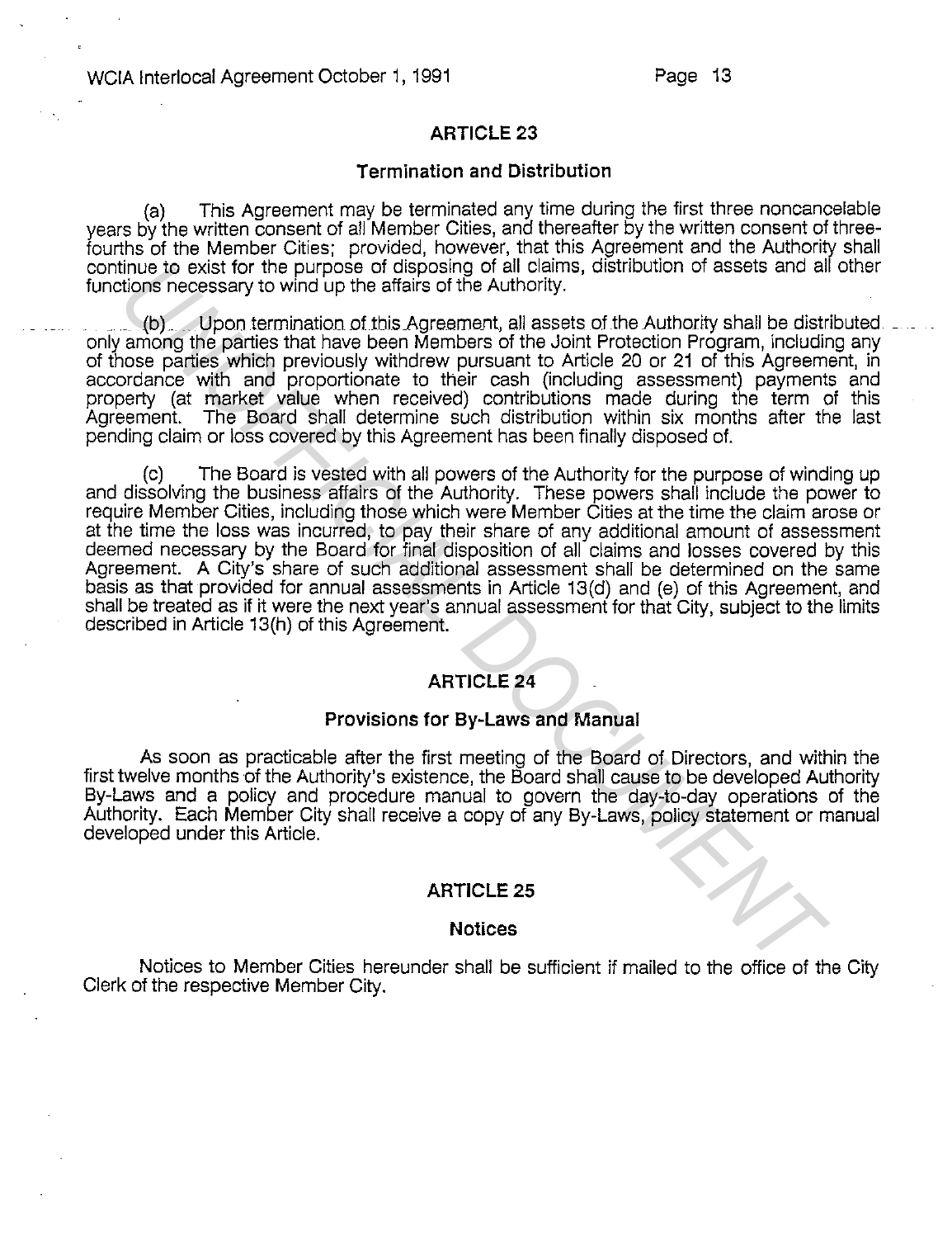## ARTICLE 23

### Termination and Distribution

(a) This Agreement may be terminated any time during the first three noncancelable years by the written consent of all Member Cities, and thereafter by the written consent of three-fourths of the Member Cities; provided, however, that this Agreement and the Authority shall continue to exist for the purpose of disposing of all claims, distribution of assets and all other functions necessary to wind up the affairs of the Authority.

(b) Upon termination of this Agreement, all assets of the Authority shall be distributed only among the parties that have been Members of the Joint Protection Program, including any of those parties which previously withdrew pursuant to Article 20 or 21 of this Agreement, in accordance with and proportionate to their cash (including assessment) payments and property (at market value when received) contributions made during the term of this Agreement. The Board shall determine such distribution within six months after the last pending claim or loss covered by this Agreement has been finally disposed of.

(c) The Board is vested with all powers of the Authority for the purpose of winding up and dissolving the business affairs of the Authority. These powers shall include the power to require Member Cities, including those which were Member Cities at the time the claim arose or at the time the loss was incurred, to pay their share of any additional amount of assessment deemed necessary by the Board for final disposition of all claims and losses covered by this Agreement. A City's share of such additional assessment shall be determined on the same basis as that provided for annual assessments in Article 13(d) and (e) of this Agreement, and shall be treated as if it were the next year's annual assessment for that City, subject to the limits described in Article 13(h) of this Agreement.

## ARTICLE 24

### Provisions for By-Laws and Manual

As soon as practicable after the first meeting of the Board of Directors, and within the first twelve months of the Authority's existence, the Board shall cause to be developed Authority By-Laws and a policy and procedure manual to govern the day-to-day operations of the Authority. Each Member City shall receive a copy of any By-Laws, policy statement or manual developed under this Article.

## ARTICLE 25

### Notices

Notices to Member Cities hereunder shall be sufficient if mailed to the office of the City Clerk of the respective Member City.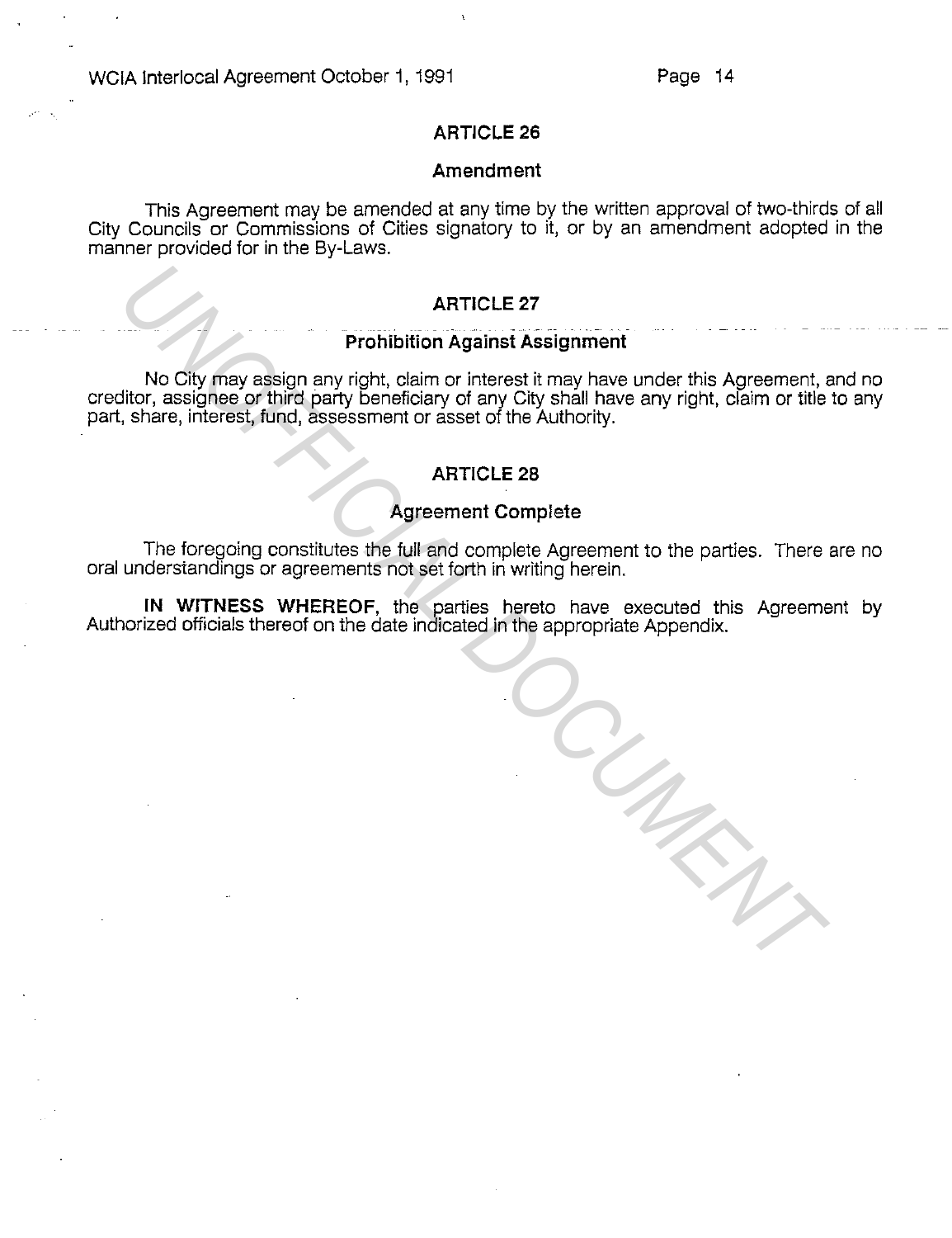## ARTICLE 26

### Amendment

This Agreement may be amended at any time by the written approval of two-thirds of all City Councils or Commissions of Cities signatory to it, or by an amendment adopted in the manner provided for in the By-Laws.

## ARTICLE 27

### Prohibition Against Assignment

No City may assign any right, claim or interest it may have under this Agreement, and no creditor, assignee or third party beneficiary of any City shall have any right, claim or title to any part, share, interest, fund, assessment or asset of the Authority.

## ARTICLE 28

### Agreement Complete

The foregoing constitutes the full and complete Agreement to the parties. There are no oral understandings or agreements not set forth in writing herein.

**IN WITNESS WHEREOF,** the parties hereto have executed this Agreement by Authorized officials thereof on the date indicated in the appropriate Appendix.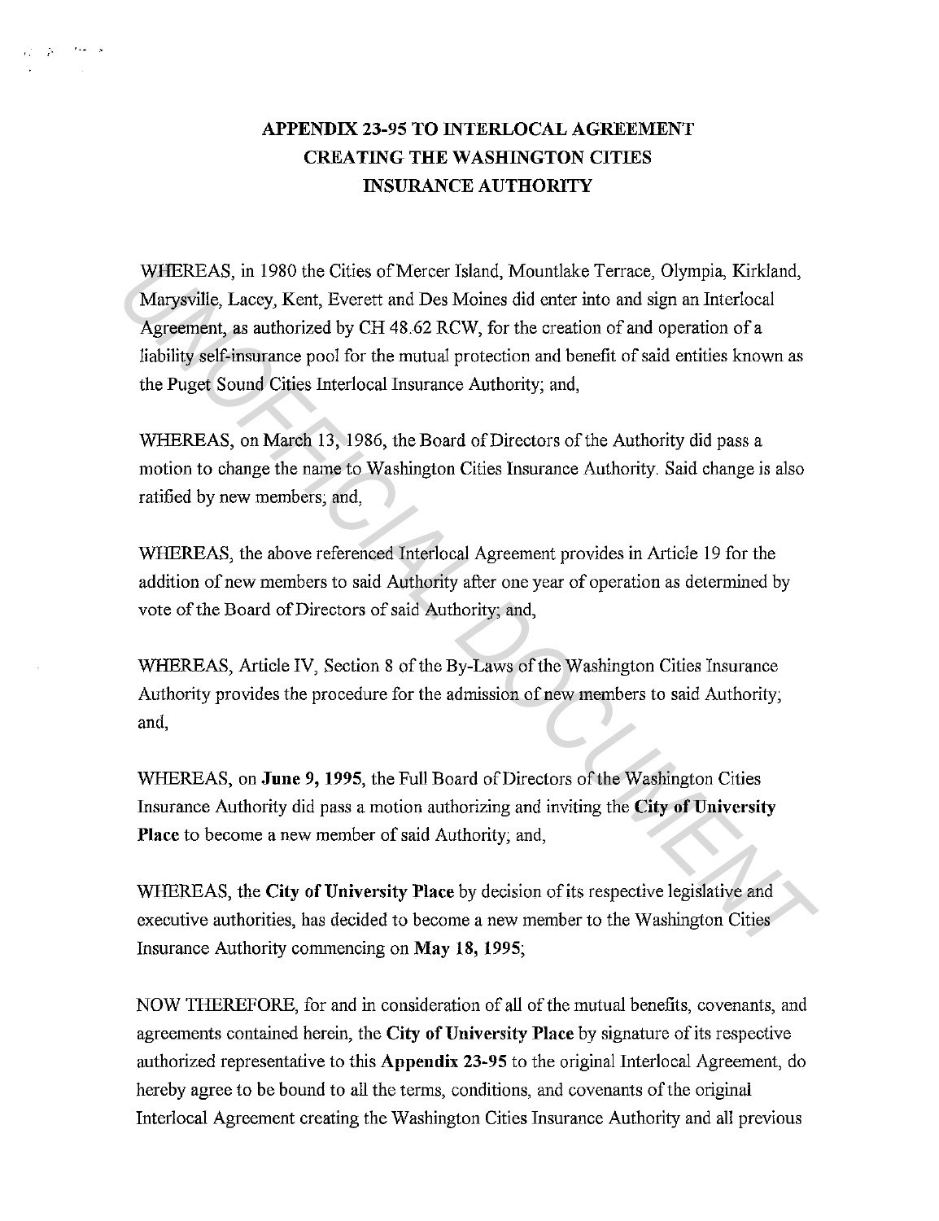# APPENDIX 23-95 TO INTERLOCAL AGREEMENT CREATING THE WASHINGTON CITIES INSURANCE AUTHORITY

WHEREAS, in 1980 the Cities of Mercer Island, Mountlake Terrace, Olympia, Kirkland, Marysville, Lacey, Kent, Everett and Des Moines did enter into and sign an Interlocal Agreement, as authorized by CH 48.62 RCW, for the creation of and operation of a liability self-insurance pool for the mutual protection and benefit of said entities known as the Puget Sound Cities Interlocal Insurance Authority; and,

WHEREAS, on March 13, 1986, the Board of Directors of the Authority did pass a motion to change the name to Washington Cities Insurance Authority. Said change is also ratified by new members; and,

WHEREAS, the above referenced Interlocal Agreement provides in Article 19 for the addition of new members to said Authority after one year of operation as determined by vote of the Board of Directors of said Authority; and,

WHEREAS, Article IV, Section 8 of the By-Laws of the Washington Cities Insurance Authority provides the procedure for the admission of new members to said Authority; and,

WHEREAS, on **June 9, 1995**, the Full Board of Directors of the Washington Cities Insurance Authority did pass a motion authorizing and inviting the **City of University Place** to become a new member of said Authority; and,

WHEREAS, the **City of University Place** by decision of its respective legislative and executive authorities, has decided to become a new member to the Washington Cities Insurance Authority commencing on **May 18, 1995**;

NOW THEREFORE, for and in consideration of all of the mutual benefits, covenants, and agreements contained herein, the **City of University Place** by signature of its respective authorized representative to this **Appendix 23-95** to the original Interlocal Agreement, do hereby agree to be bound to all the terms, conditions, and covenants of the original Interlocal Agreement creating the Washington Cities Insurance Authority and all previous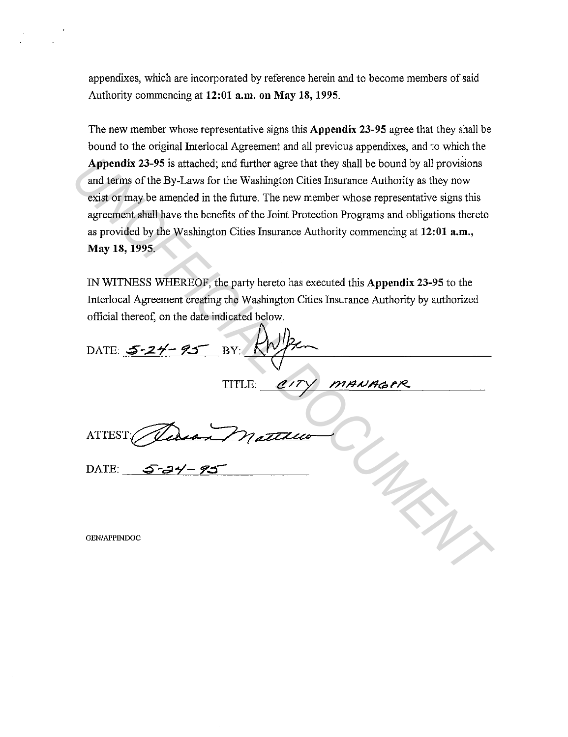appendixes, which are incorporated by reference herein and to become members of said Authority commencing at **12:01 a.m. on May 18, 1995**.

The new member whose representative signs this **Appendix 23-95** agree that they shall be bound to the original Interlocal Agreement and all previous appendixes, and to which the **Appendix 23-95** is attached; and further agree that they shall be bound by all provisions and terms of the By-Laws for the Washington Cities Insurance Authority as they now exist or may be amended in the future. The new member whose representative signs this agreement shall have the benefits of the Joint Protection Programs and obligations thereto as provided by the Washington Cities Insurance Authority commencing at **12:01 a.m., May 18, 1995**.

IN WITNESS WHEREOF, the party hereto has executed this **Appendix 23-95** to the Interlocal Agreement creating the Washington Cities Insurance Authority by authorized official thereof, on the date indicated below.

DATE: 5-24-95 BY: _______________

TITLE: CITY MANAGER

ATTEST: _______________

DATE: 5-24-95

GEN/APPINDOC

UNOFFICIAL DOCUMENT